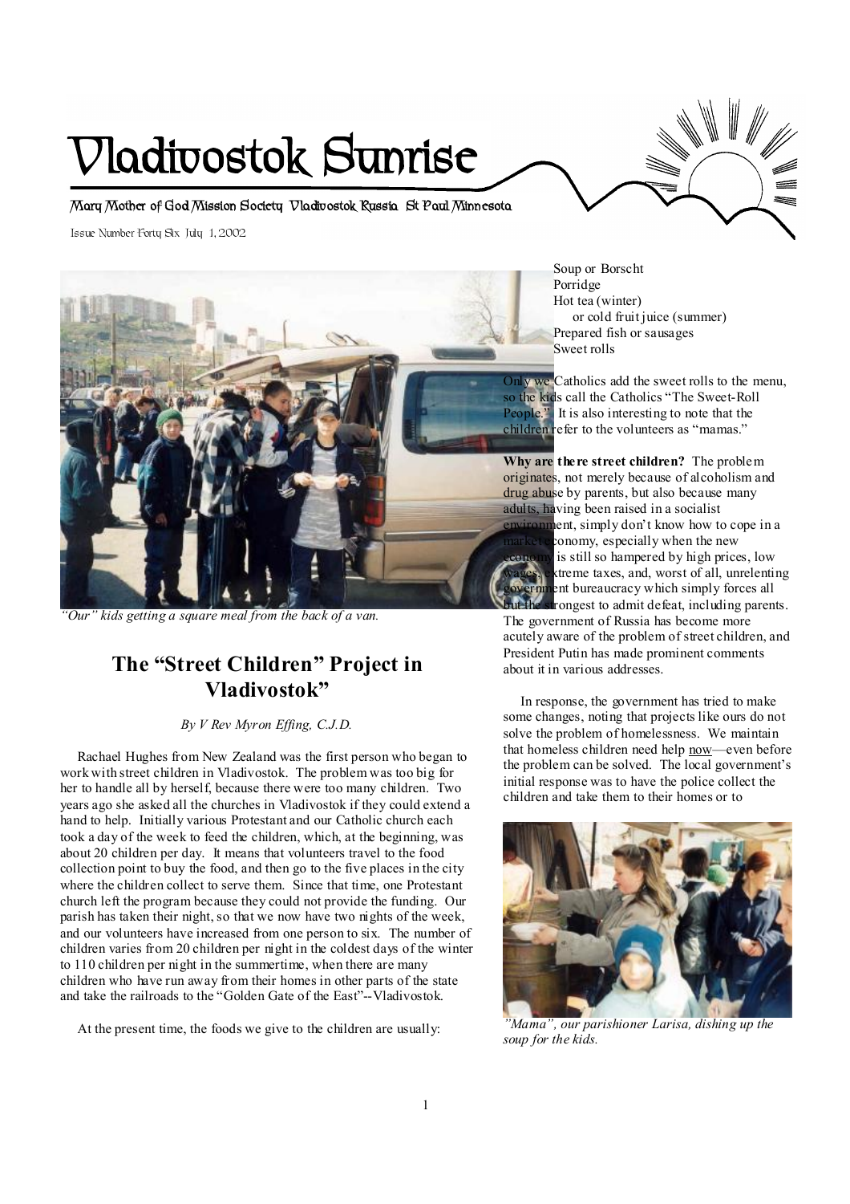# Vladivostok Sunrise

Mary Mother of God Mission Society Vladivostok Russia St Paul Minnesota

Issue Number Forty Six July 1, 2002

*"Our" kids getting a square meal from the back of a van.*

## The "Street Children" Project in Vladivostok"

*By V Rev Myron Effing, C.J.D.*

Rachael Hughes from New Zealand was the first person who began to work with street children in Vladivostok. The problem was too big for her to handle all by herself, because there were too many children. Two years ago she asked all the churches in Vladivostok if they could extend a hand to help. Initially various Protestant and our Catholic church each took a day of the week to feed the children, which, at the beginning, was about 20 children per day. It means that volunteers travel to the food collection point to buy the food, and then go to the five places in the city where the children collect to serve them. Since that time, one Protestant church left the program because they could not provide the funding. Our parish has taken their night, so that we now have two nights of the week, and our volunteers have increased from one person to six. The number of children varies from 20 children per night in the coldest days of the winter to 110 children per night in the summertime, when there are many children who have run away from their homes in other parts of the state and take the railroads to the "Golden Gate of the East"--Vladivostok.

At the present time, the foods we give to the children are usually:

Soup or Borscht
Porridge
Hot tea (winter)
  or cold fruit juice (summer)
Prepared fish or sausages
Sweet rolls

Only we Catholics add the sweet rolls to the menu, so the kids call the Catholics "The Sweet-Roll People." It is also interesting to note that the children refer to the volunteers as "mamas."

**Why are there street children?** The problem originates, not merely because of alcoholism and drug abuse by parents, but also because many adults, having been raised in a socialist environment, simply don't know how to cope in a market economy, especially when the new economy is still so hampered by high prices, low wages, extreme taxes, and, worst of all, unrelenting government bureaucracy which simply forces all but the strongest to admit defeat, including parents. The government of Russia has become more acutely aware of the problem of street children, and President Putin has made prominent comments about it in various addresses.

In response, the government has tried to make some changes, noting that projects like ours do not solve the problem of homelessness. We maintain that homeless children need help now—even before the problem can be solved. The local government's initial response was to have the police collect the children and take them to their homes or to

*"Mama", our parishioner Larisa, dishing up the soup for the kids.*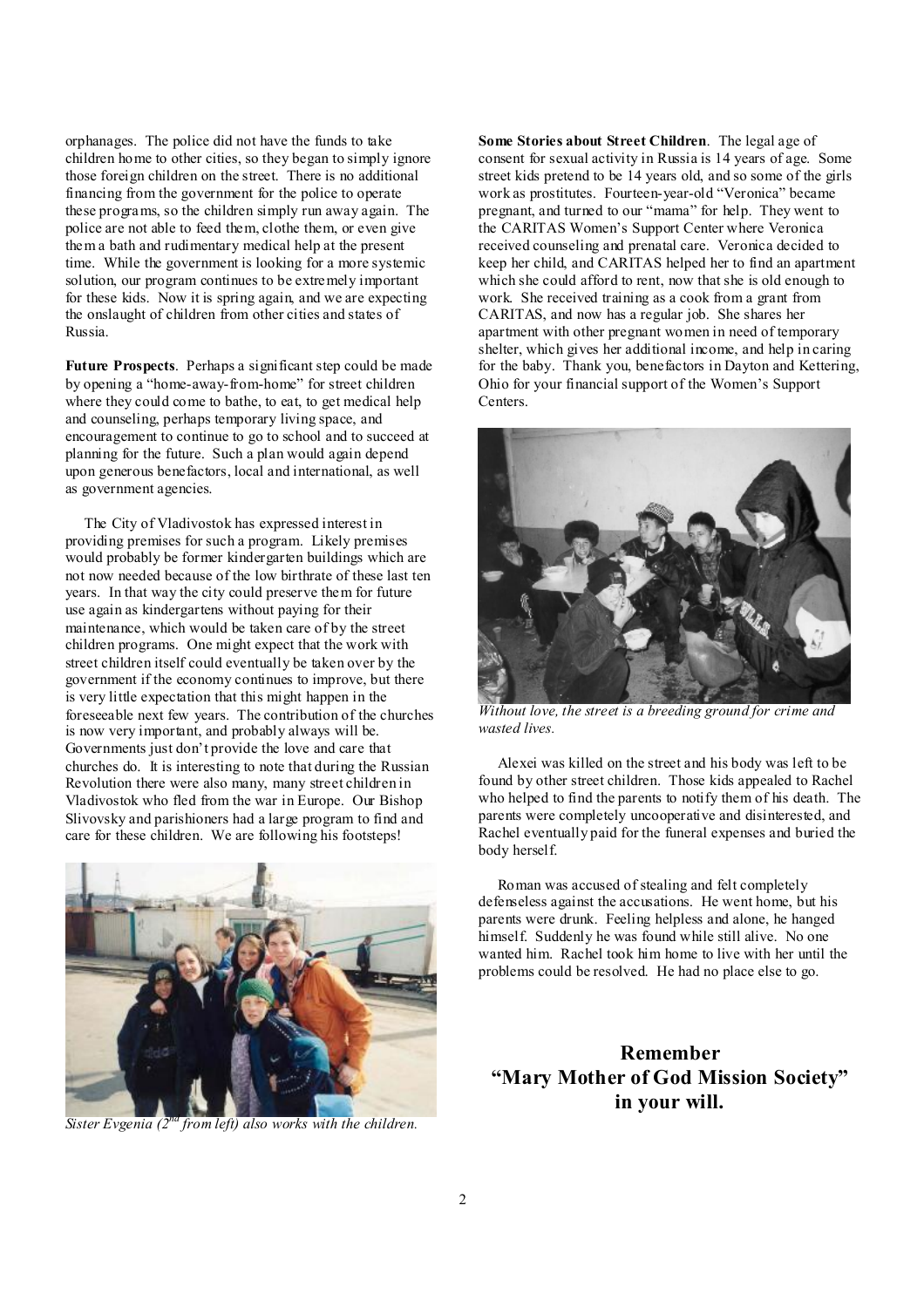orphanages. The police did not have the funds to take children home to other cities, so they began to simply ignore those foreign children on the street. There is no additional financing from the government for the police to operate these programs, so the children simply run away again. The police are not able to feed them, clothe them, or even give them a bath and rudimentary medical help at the present time. While the government is looking for a more systemic solution, our program continues to be extremely important for these kids. Now it is spring again, and we are expecting the onslaught of children from other cities and states of Russia.

**Future Prospects**. Perhaps a significant step could be made by opening a "home-away-from-home" for street children where they could come to bathe, to eat, to get medical help and counseling, perhaps temporary living space, and encouragement to continue to go to school and to succeed at planning for the future. Such a plan would again depend upon generous benefactors, local and international, as well as government agencies.

The City of Vladivostok has expressed interest in providing premises for such a program. Likely premises would probably be former kindergarten buildings which are not now needed because of the low birthrate of these last ten years. In that way the city could preserve them for future use again as kindergartens without paying for their maintenance, which would be taken care of by the street children programs. One might expect that the work with street children itself could eventually be taken over by the government if the economy continues to improve, but there is very little expectation that this might happen in the foreseeable next few years. The contribution of the churches is now very important, and probably always will be. Governments just don't provide the love and care that churches do. It is interesting to note that during the Russian Revolution there were also many, many street children in Vladivostok who fled from the war in Europe. Our Bishop Slivovsky and parishioners had a large program to find and care for these children. We are following his footsteps!

*Sister Evgenia (2nd from left) also works with the children.*

**Some Stories about Street Children**. The legal age of consent for sexual activity in Russia is 14 years of age. Some street kids pretend to be 14 years old, and so some of the girls work as prostitutes. Fourteen-year-old "Veronica" became pregnant, and turned to our "mama" for help. They went to the CARITAS Women's Support Center where Veronica received counseling and prenatal care. Veronica decided to keep her child, and CARITAS helped her to find an apartment which she could afford to rent, now that she is old enough to work. She received training as a cook from a grant from CARITAS, and now has a regular job. She shares her apartment with other pregnant women in need of temporary shelter, which gives her additional income, and help in caring for the baby. Thank you, benefactors in Dayton and Kettering, Ohio for your financial support of the Women's Support Centers.

*Without love, the street is a breeding ground for crime and wasted lives.*

Alexei was killed on the street and his body was left to be found by other street children. Those kids appealed to Rachel who helped to find the parents to notify them of his death. The parents were completely uncooperative and disinterested, and Rachel eventually paid for the funeral expenses and buried the body herself.

Roman was accused of stealing and felt completely defenseless against the accusations. He went home, but his parents were drunk. Feeling helpless and alone, he hanged himself. Suddenly he was found while still alive. No one wanted him. Rachel took him home to live with her until the problems could be resolved. He had no place else to go.

**Remember "Mary Mother of God Mission Society" in your will.**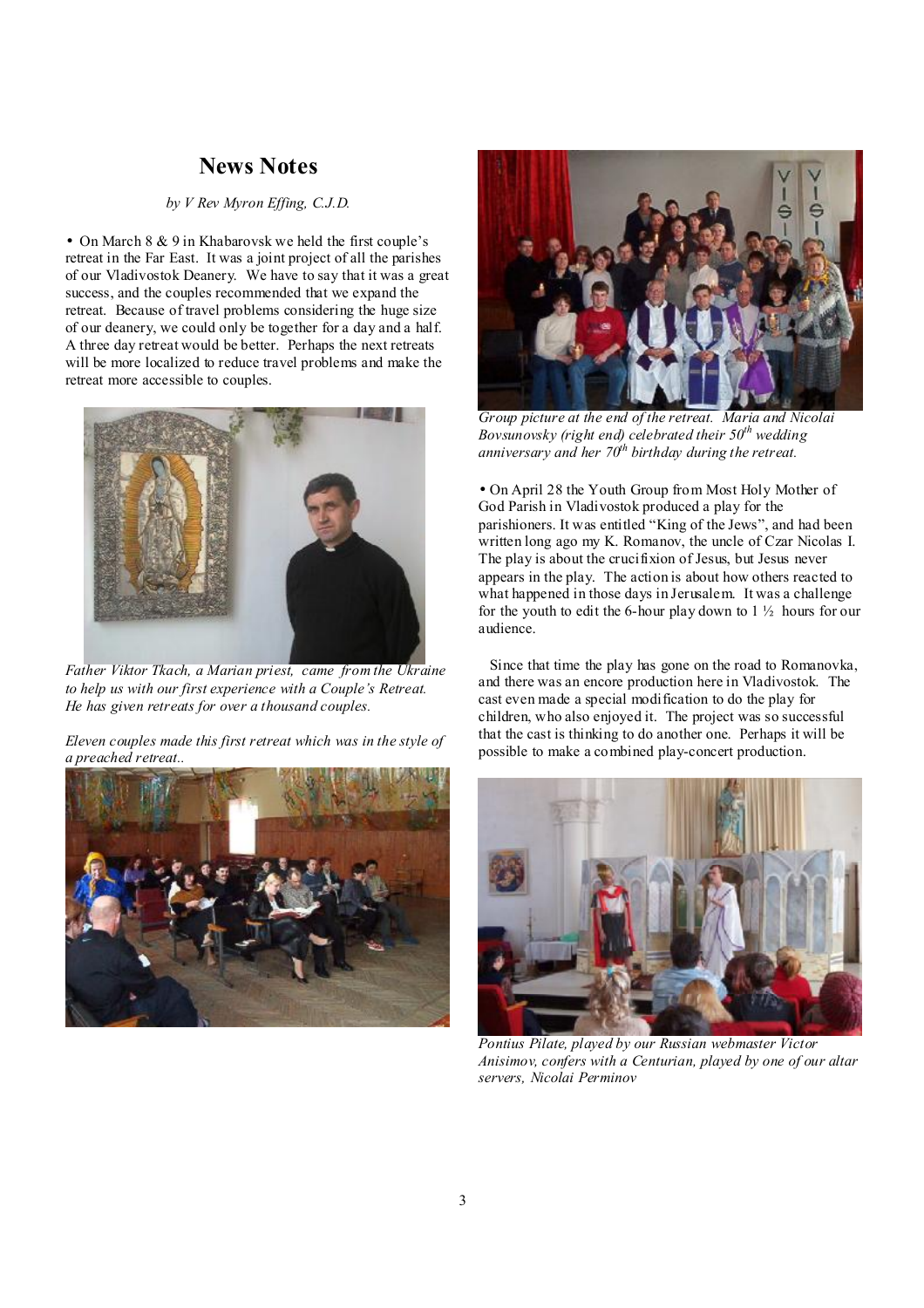# News Notes

*by V Rev Myron Effing, C.J.D.*

• On March 8 & 9 in Khabarovsk we held the first couple's retreat in the Far East. It was a joint project of all the parishes of our Vladivostok Deanery. We have to say that it was a great success, and the couples recommended that we expand the retreat. Because of travel problems considering the huge size of our deanery, we could only be together for a day and a half. A three day retreat would be better. Perhaps the next retreats will be more localized to reduce travel problems and make the retreat more accessible to couples.

*Father Viktor Tkach, a Marian priest, came from the Ukraine to help us with our first experience with a Couple's Retreat. He has given retreats for over a thousand couples.*

*Eleven couples made this first retreat which was in the style of a preached retreat..*

*Group picture at the end of the retreat. Maria and Nicolai Bovsunovsky (right end) celebrated their 50th wedding anniversary and her 70th birthday during the retreat.*

• On April 28 the Youth Group from Most Holy Mother of God Parish in Vladivostok produced a play for the parishioners. It was entitled "King of the Jews", and had been written long ago my K. Romanov, the uncle of Czar Nicolas I. The play is about the crucifixion of Jesus, but Jesus never appears in the play. The action is about how others reacted to what happened in those days in Jerusalem. It was a challenge for the youth to edit the 6-hour play down to 1 ½ hours for our audience.

Since that time the play has gone on the road to Romanovka, and there was an encore production here in Vladivostok. The cast even made a special modification to do the play for children, who also enjoyed it. The project was so successful that the cast is thinking to do another one. Perhaps it will be possible to make a combined play-concert production.

*Pontius Pilate, played by our Russian webmaster Victor Anisimov, confers with a Centurian, played by one of our altar servers, Nicolai Perminov*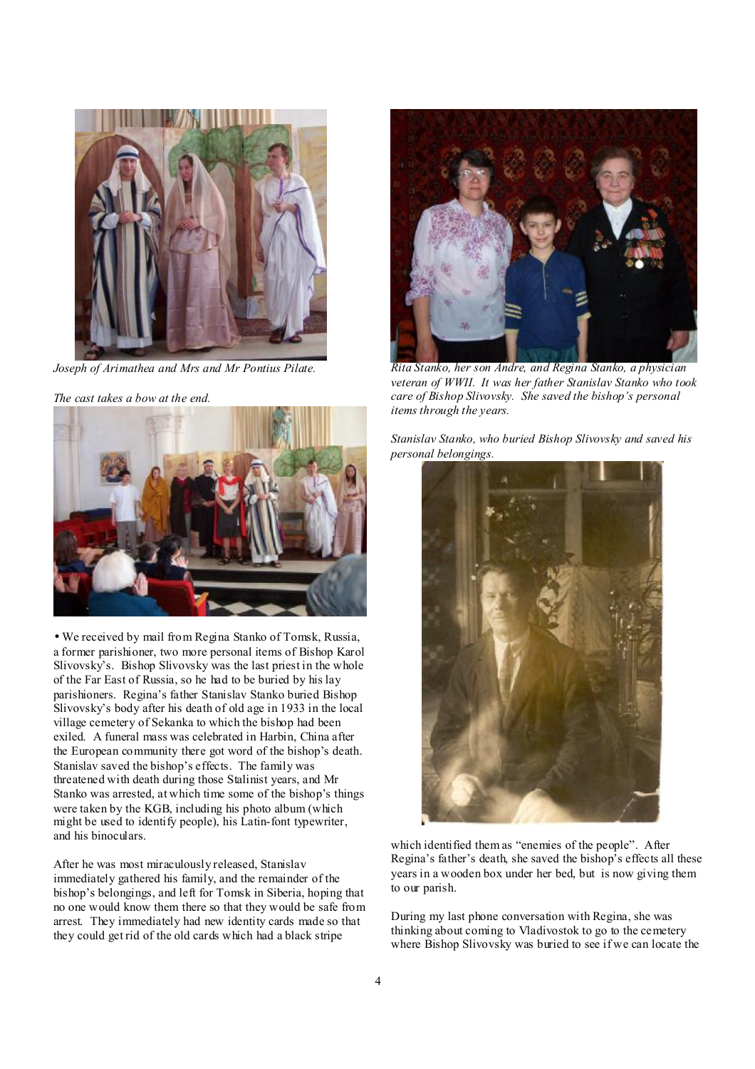*Joseph of Arimathea and Mrs and Mr Pontius Pilate.*

*The cast takes a bow at the end.*

• We received by mail from Regina Stanko of Tomsk, Russia, a former parishioner, two more personal items of Bishop Karol Slivovsky's. Bishop Slivovsky was the last priest in the whole of the Far East of Russia, so he had to be buried by his lay parishioners. Regina's father Stanislav Stanko buried Bishop Slivovsky's body after his death of old age in 1933 in the local village cemetery of Sekanka to which the bishop had been exiled. A funeral mass was celebrated in Harbin, China after the European community there got word of the bishop's death. Stanislav saved the bishop's effects. The family was threatened with death during those Stalinist years, and Mr Stanko was arrested, at which time some of the bishop's things were taken by the KGB, including his photo album (which might be used to identify people), his Latin-font typewriter, and his binoculars.

After he was most miraculously released, Stanislav immediately gathered his family, and the remainder of the bishop's belongings, and left for Tomsk in Siberia, hoping that no one would know them there so that they would be safe from arrest. They immediately had new identity cards made so that they could get rid of the old cards which had a black stripe which identified them as "enemies of the people". After Regina's father's death, she saved the bishop's effects all these years in a wooden box under her bed, but is now giving them to our parish.

During my last phone conversation with Regina, she was thinking about coming to Vladivostok to go to the cemetery where Bishop Slivovsky was buried to see if we can locate the

*Rita Stanko, her son Andre, and Regina Stanko, a physician veteran of WWII. It was her father Stanislav Stanko who took care of Bishop Slivovsky. She saved the bishop's personal items through the years.*

*Stanislav Stanko, who buried Bishop Slivovsky and saved his personal belongings.*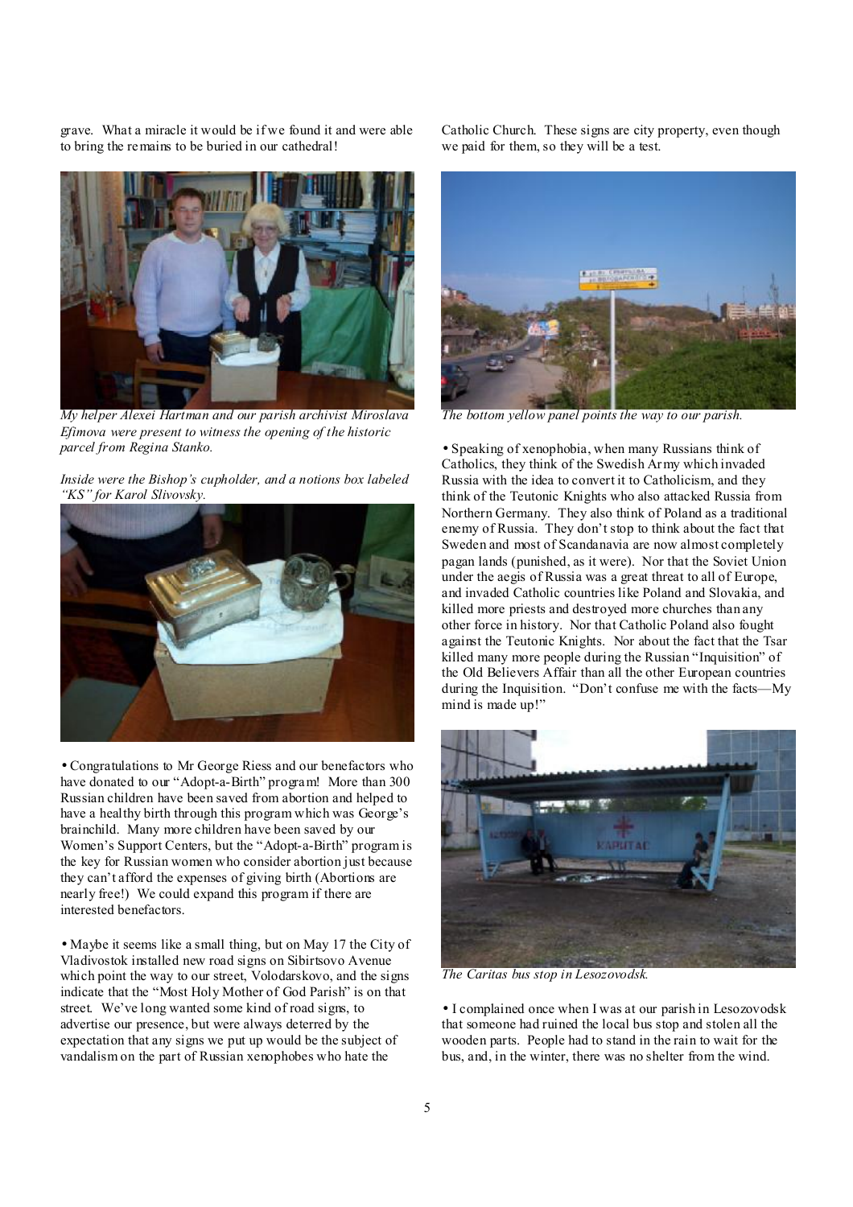grave. What a miracle it would be if we found it and were able to bring the remains to be buried in our cathedral!

*My helper Alexei Hartman and our parish archivist Miroslava Efimova were present to witness the opening of the historic parcel from Regina Stanko.*

*Inside were the Bishop's cupholder, and a notions box labeled "KS" for Karol Slivovsky.*

• Congratulations to Mr George Riess and our benefactors who have donated to our "Adopt-a-Birth" program! More than 300 Russian children have been saved from abortion and helped to have a healthy birth through this program which was George's brainchild. Many more children have been saved by our Women's Support Centers, but the "Adopt-a-Birth" program is the key for Russian women who consider abortion just because they can't afford the expenses of giving birth (Abortions are nearly free!) We could expand this program if there are interested benefactors.

• Maybe it seems like a small thing, but on May 17 the City of Vladivostok installed new road signs on Sibirtsovo Avenue which point the way to our street, Volodarskovo, and the signs indicate that the "Most Holy Mother of God Parish" is on that street. We've long wanted some kind of road signs, to advertise our presence, but were always deterred by the expectation that any signs we put up would be the subject of vandalism on the part of Russian xenophobes who hate the Catholic Church. These signs are city property, even though we paid for them, so they will be a test.

*The bottom yellow panel points the way to our parish.*

• Speaking of xenophobia, when many Russians think of Catholics, they think of the Swedish Army which invaded Russia with the idea to convert it to Catholicism, and they think of the Teutonic Knights who also attacked Russia from Northern Germany. They also think of Poland as a traditional enemy of Russia. They don't stop to think about the fact that Sweden and most of Scandanavia are now almost completely pagan lands (punished, as it were). Nor that the Soviet Union under the aegis of Russia was a great threat to all of Europe, and invaded Catholic countries like Poland and Slovakia, and killed more priests and destroyed more churches than any other force in history. Nor that Catholic Poland also fought against the Teutonic Knights. Nor about the fact that the Tsar killed many more people during the Russian "Inquisition" of the Old Believers Affair than all the other European countries during the Inquisition. "Don't confuse me with the facts—My mind is made up!"

*The Caritas bus stop in Lesozovodsk.*

• I complained once when I was at our parish in Lesozovodsk that someone had ruined the local bus stop and stolen all the wooden parts. People had to stand in the rain to wait for the bus, and, in the winter, there was no shelter from the wind.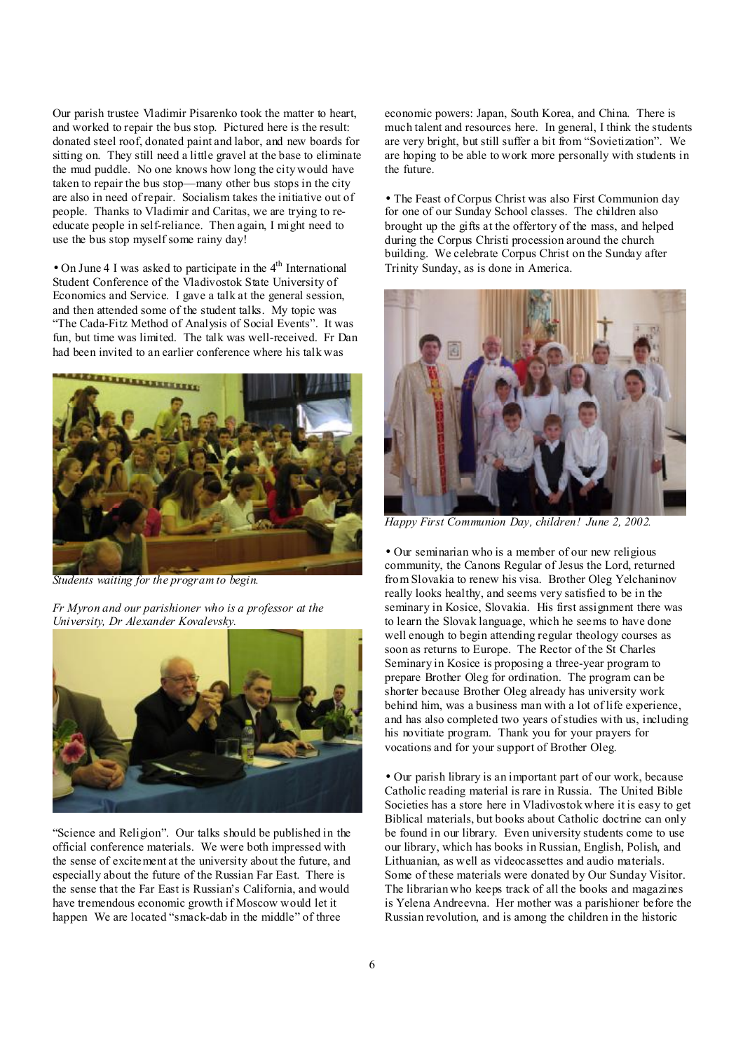Our parish trustee Vladimir Pisarenko took the matter to heart, and worked to repair the bus stop. Pictured here is the result: donated steel roof, donated paint and labor, and new boards for sitting on. They still need a little gravel at the base to eliminate the mud puddle. No one knows how long the city would have taken to repair the bus stop—many other bus stops in the city are also in need of repair. Socialism takes the initiative out of people. Thanks to Vladimir and Caritas, we are trying to re-educate people in self-reliance. Then again, I might need to use the bus stop myself some rainy day!

• On June 4 I was asked to participate in the 4th International Student Conference of the Vladivostok State University of Economics and Service. I gave a talk at the general session, and then attended some of the student talks. My topic was "The Cada-Fitz Method of Analysis of Social Events". It was fun, but time was limited. The talk was well-received. Fr Dan had been invited to an earlier conference where his talk was

*Students waiting for the program to begin.*

*Fr Myron and our parishioner who is a professor at the University, Dr Alexander Kovalevsky.*

"Science and Religion". Our talks should be published in the official conference materials. We were both impressed with the sense of excitement at the university about the future, and especially about the future of the Russian Far East. There is the sense that the Far East is Russian's California, and would have tremendous economic growth if Moscow would let it happen We are located "smack-dab in the middle" of three economic powers: Japan, South Korea, and China. There is much talent and resources here. In general, I think the students are very bright, but still suffer a bit from "Sovietization". We are hoping to be able to work more personally with students in the future.

• The Feast of Corpus Christ was also First Communion day for one of our Sunday School classes. The children also brought up the gifts at the offertory of the mass, and helped during the Corpus Christi procession around the church building. We celebrate Corpus Christ on the Sunday after Trinity Sunday, as is done in America.

*Happy First Communion Day, children! June 2, 2002.*

• Our seminarian who is a member of our new religious community, the Canons Regular of Jesus the Lord, returned from Slovakia to renew his visa. Brother Oleg Yelchaninov really looks healthy, and seems very satisfied to be in the seminary in Kosice, Slovakia. His first assignment there was to learn the Slovak language, which he seems to have done well enough to begin attending regular theology courses as soon as returns to Europe. The Rector of the St Charles Seminary in Kosice is proposing a three-year program to prepare Brother Oleg for ordination. The program can be shorter because Brother Oleg already has university work behind him, was a business man with a lot of life experience, and has also completed two years of studies with us, including his novitiate program. Thank you for your prayers for vocations and for your support of Brother Oleg.

• Our parish library is an important part of our work, because Catholic reading material is rare in Russia. The United Bible Societies has a store here in Vladivostok where it is easy to get Biblical materials, but books about Catholic doctrine can only be found in our library. Even university students come to use our library, which has books in Russian, English, Polish, and Lithuanian, as well as videocassettes and audio materials. Some of these materials were donated by Our Sunday Visitor. The librarian who keeps track of all the books and magazines is Yelena Andreevna. Her mother was a parishioner before the Russian revolution, and is among the children in the historic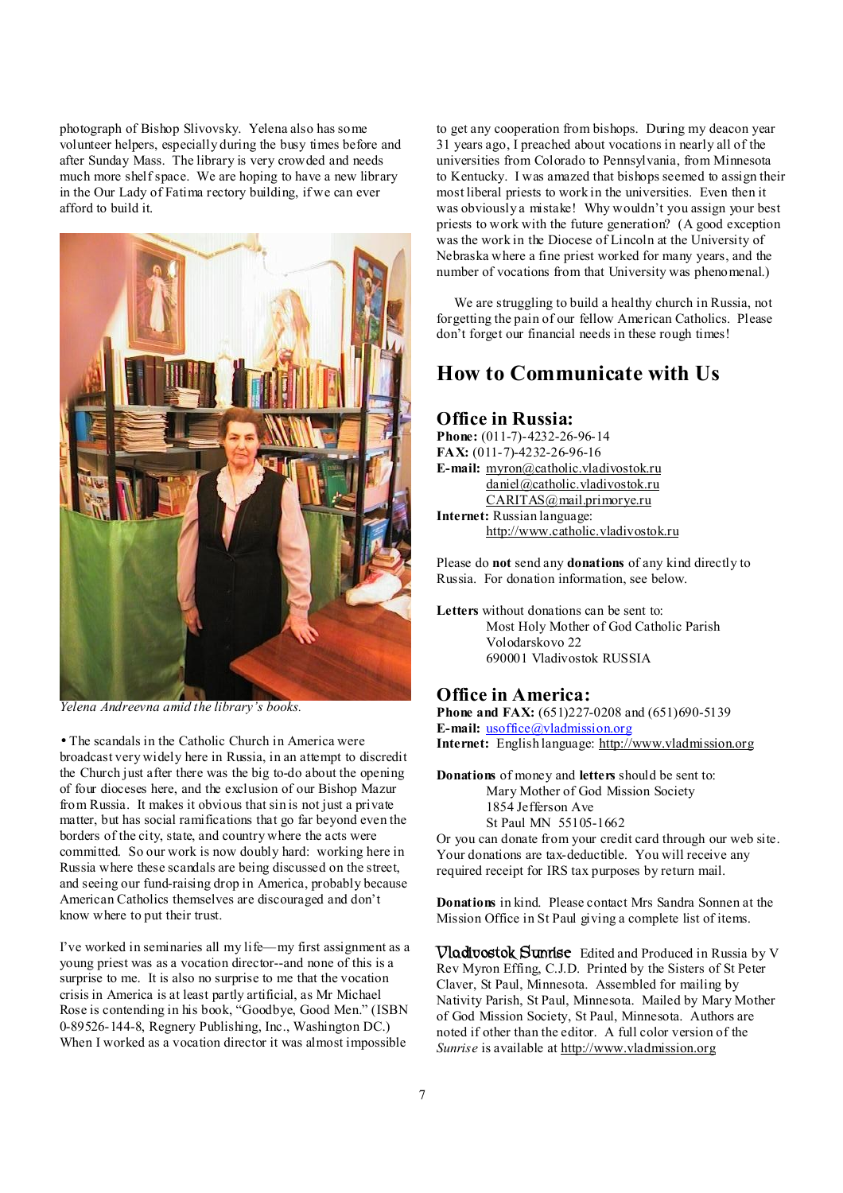photograph of Bishop Slivovsky. Yelena also has some volunteer helpers, especially during the busy times before and after Sunday Mass. The library is very crowded and needs much more shelf space. We are hoping to have a new library in the Our Lady of Fatima rectory building, if we can ever afford to build it.

*Yelena Andreevna amid the library's books.*

• The scandals in the Catholic Church in America were broadcast very widely here in Russia, in an attempt to discredit the Church just after there was the big to-do about the opening of four dioceses here, and the exclusion of our Bishop Mazur from Russia. It makes it obvious that sin is not just a private matter, but has social ramifications that go far beyond even the borders of the city, state, and country where the acts were committed. So our work is now doubly hard: working here in Russia where these scandals are being discussed on the street, and seeing our fund-raising drop in America, probably because American Catholics themselves are discouraged and don't know where to put their trust.

I've worked in seminaries all my life—my first assignment as a young priest was as a vocation director--and none of this is a surprise to me. It is also no surprise to me that the vocation crisis in America is at least partly artificial, as Mr Michael Rose is contending in his book, "Goodbye, Good Men." (ISBN 0-89526-144-8, Regnery Publishing, Inc., Washington DC.) When I worked as a vocation director it was almost impossible to get any cooperation from bishops. During my deacon year 31 years ago, I preached about vocations in nearly all of the universities from Colorado to Pennsylvania, from Minnesota to Kentucky. I was amazed that bishops seemed to assign their most liberal priests to work in the universities. Even then it was obviously a mistake! Why wouldn't you assign your best priests to work with the future generation? (A good exception was the work in the Diocese of Lincoln at the University of Nebraska where a fine priest worked for many years, and the number of vocations from that University was phenomenal.)

We are struggling to build a healthy church in Russia, not forgetting the pain of our fellow American Catholics. Please don't forget our financial needs in these rough times!

## How to Communicate with Us

### Office in Russia:

**Phone:** (011-7)-4232-26-96-14
**FAX:** (011-7)-4232-26-96-16
**E-mail:** myron@catholic.vladivostok.ru
daniel@catholic.vladivostok.ru
CARITAS@mail.primorye.ru
**Internet:** Russian language:
http://www.catholic.vladivostok.ru

Please do **not** send any **donations** of any kind directly to Russia. For donation information, see below.

**Letters** without donations can be sent to:
Most Holy Mother of God Catholic Parish
Volodarskovo 22
690001 Vladivostok RUSSIA

### Office in America:

**Phone and FAX:** (651)227-0208 and (651)690-5139
**E-mail:** usoffice@vladmission.org
**Internet:** English language: http://www.vladmission.org

**Donations** of money and **letters** should be sent to:
Mary Mother of God Mission Society
1854 Jefferson Ave
St Paul MN 55105-1662
Or you can donate from your credit card through our web site. Your donations are tax-deductible. You will receive any required receipt for IRS tax purposes by return mail.

**Donations** in kind. Please contact Mrs Sandra Sonnen at the Mission Office in St Paul giving a complete list of items.

**Vladivostok Sunrise** Edited and Produced in Russia by V Rev Myron Effing, C.J.D. Printed by the Sisters of St Peter Claver, St Paul, Minnesota. Assembled for mailing by Nativity Parish, St Paul, Minnesota. Mailed by Mary Mother of God Mission Society, St Paul, Minnesota. Authors are noted if other than the editor. A full color version of the *Sunrise* is available at http://www.vladmission.org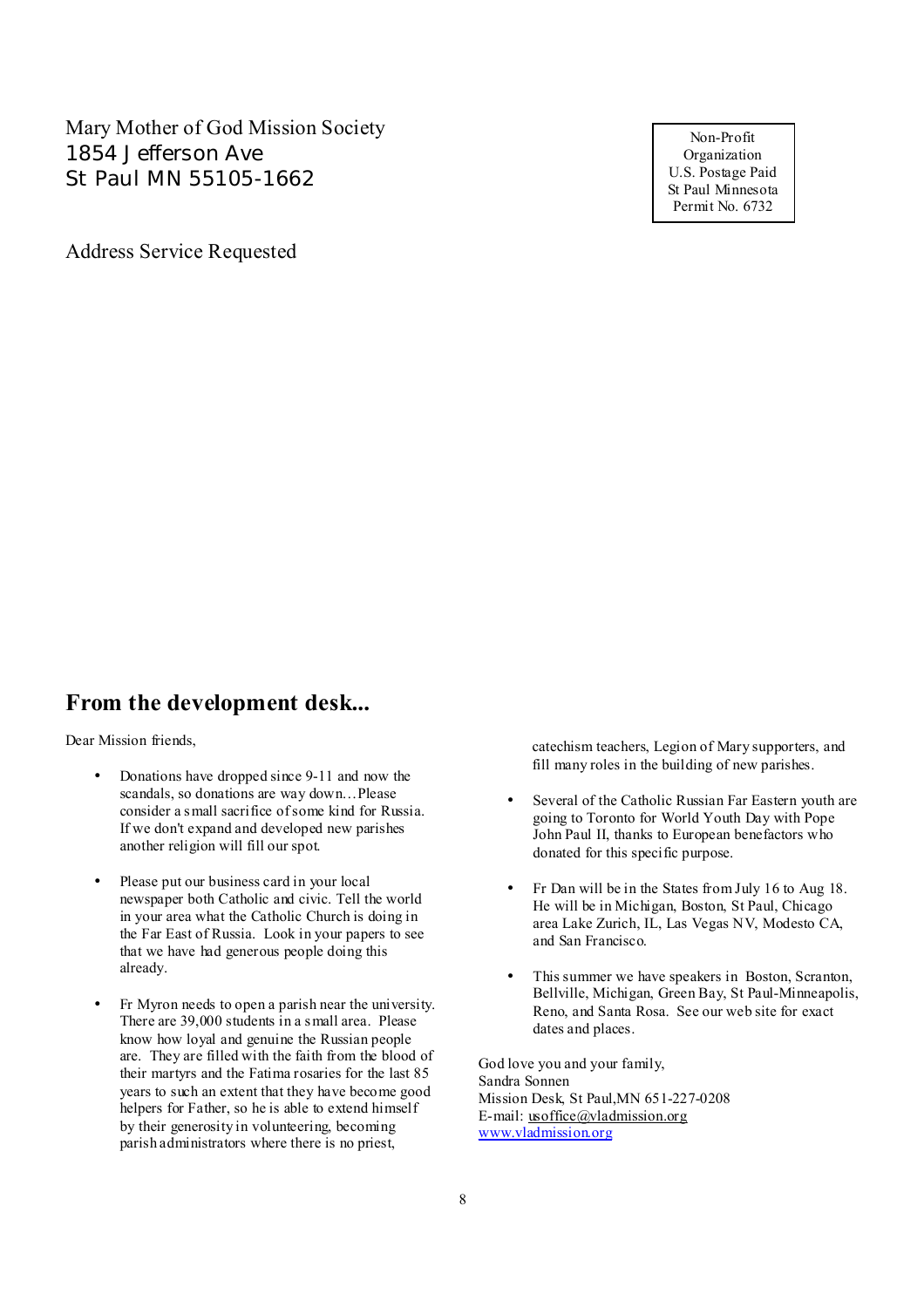Mary Mother of God Mission Society
1854 Jefferson Ave
St Paul MN 55105-1662

Non-Profit
Organization
U.S. Postage Paid
St Paul Minnesota
Permit No. 6732

Address Service Requested

## From the development desk...

Dear Mission friends,

- Donations have dropped since 9-11 and now the scandals, so donations are way down…Please consider a small sacrifice of some kind for Russia. If we don't expand and developed new parishes another religion will fill our spot.

- Please put our business card in your local newspaper both Catholic and civic. Tell the world in your area what the Catholic Church is doing in the Far East of Russia. Look in your papers to see that we have had generous people doing this already.

- Fr Myron needs to open a parish near the university. There are 39,000 students in a small area. Please know how loyal and genuine the Russian people are. They are filled with the faith from the blood of their martyrs and the Fatima rosaries for the last 85 years to such an extent that they have become good helpers for Father, so he is able to extend himself by their generosity in volunteering, becoming parish administrators where there is no priest, catechism teachers, Legion of Mary supporters, and fill many roles in the building of new parishes.

- Several of the Catholic Russian Far Eastern youth are going to Toronto for World Youth Day with Pope John Paul II, thanks to European benefactors who donated for this specific purpose.

- Fr Dan will be in the States from July 16 to Aug 18. He will be in Michigan, Boston, St Paul, Chicago area Lake Zurich, IL, Las Vegas NV, Modesto CA, and San Francisco.

- This summer we have speakers in Boston, Scranton, Bellville, Michigan, Green Bay, St Paul-Minneapolis, Reno, and Santa Rosa. See our web site for exact dates and places.

God love you and your family,
Sandra Sonnen
Mission Desk, St Paul,MN 651-227-0208
E-mail: usoffice@vladmission.org
www.vladmission.org